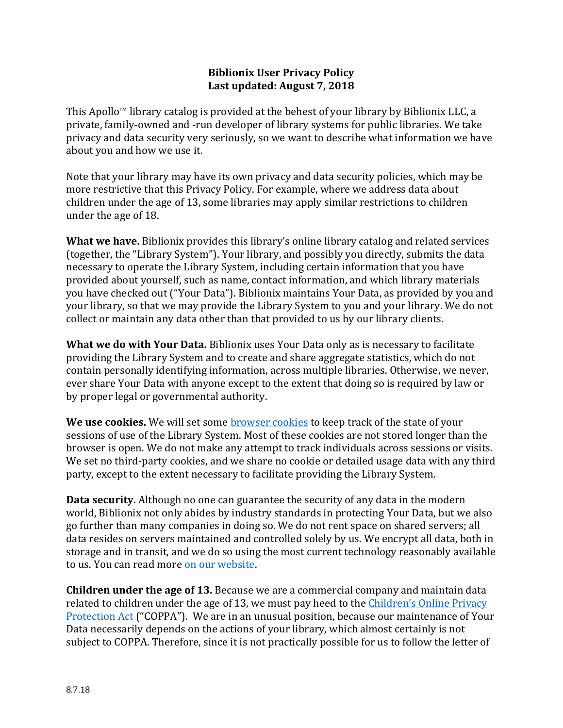# Biblionix User Privacy Policy
**Last updated: August 7, 2018**

This Apollo™ library catalog is provided at the behest of your library by Biblionix LLC, a private, family-owned and -run developer of library systems for public libraries. We take privacy and data security very seriously, so we want to describe what information we have about you and how we use it.

Note that your library may have its own privacy and data security policies, which may be more restrictive that this Privacy Policy. For example, where we address data about children under the age of 13, some libraries may apply similar restrictions to children under the age of 18.

**What we have.** Biblionix provides this library's online library catalog and related services (together, the "Library System"). Your library, and possibly you directly, submits the data necessary to operate the Library System, including certain information that you have provided about yourself, such as name, contact information, and which library materials you have checked out ("Your Data"). Biblionix maintains Your Data, as provided by you and your library, so that we may provide the Library System to you and your library. We do not collect or maintain any data other than that provided to us by our library clients.

**What we do with Your Data.** Biblionix uses Your Data only as is necessary to facilitate providing the Library System and to create and share aggregate statistics, which do not contain personally identifying information, across multiple libraries. Otherwise, we never, ever share Your Data with anyone except to the extent that doing so is required by law or by proper legal or governmental authority.

**We use cookies.** We will set some browser cookies to keep track of the state of your sessions of use of the Library System. Most of these cookies are not stored longer than the browser is open. We do not make any attempt to track individuals across sessions or visits. We set no third-party cookies, and we share no cookie or detailed usage data with any third party, except to the extent necessary to facilitate providing the Library System.

**Data security.** Although no one can guarantee the security of any data in the modern world, Biblionix not only abides by industry standards in protecting Your Data, but we also go further than many companies in doing so. We do not rent space on shared servers; all data resides on servers maintained and controlled solely by us. We encrypt all data, both in storage and in transit, and we do so using the most current technology reasonably available to us. You can read more on our website.

**Children under the age of 13.** Because we are a commercial company and maintain data related to children under the age of 13, we must pay heed to the Children's Online Privacy Protection Act ("COPPA"). We are in an unusual position, because our maintenance of Your Data necessarily depends on the actions of your library, which almost certainly is not subject to COPPA. Therefore, since it is not practically possible for us to follow the letter of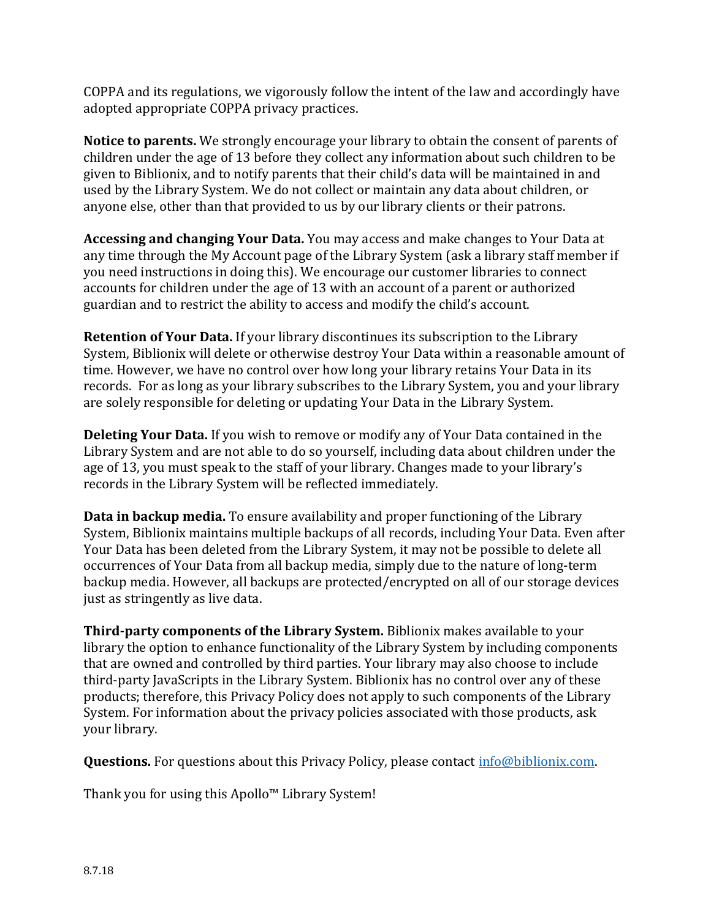COPPA and its regulations, we vigorously follow the intent of the law and accordingly have adopted appropriate COPPA privacy practices.

**Notice to parents.** We strongly encourage your library to obtain the consent of parents of children under the age of 13 before they collect any information about such children to be given to Biblionix, and to notify parents that their child's data will be maintained in and used by the Library System. We do not collect or maintain any data about children, or anyone else, other than that provided to us by our library clients or their patrons.

**Accessing and changing Your Data.** You may access and make changes to Your Data at any time through the My Account page of the Library System (ask a library staff member if you need instructions in doing this). We encourage our customer libraries to connect accounts for children under the age of 13 with an account of a parent or authorized guardian and to restrict the ability to access and modify the child's account.

**Retention of Your Data.** If your library discontinues its subscription to the Library System, Biblionix will delete or otherwise destroy Your Data within a reasonable amount of time. However, we have no control over how long your library retains Your Data in its records. For as long as your library subscribes to the Library System, you and your library are solely responsible for deleting or updating Your Data in the Library System.

**Deleting Your Data.** If you wish to remove or modify any of Your Data contained in the Library System and are not able to do so yourself, including data about children under the age of 13, you must speak to the staff of your library. Changes made to your library's records in the Library System will be reflected immediately.

**Data in backup media.** To ensure availability and proper functioning of the Library System, Biblionix maintains multiple backups of all records, including Your Data. Even after Your Data has been deleted from the Library System, it may not be possible to delete all occurrences of Your Data from all backup media, simply due to the nature of long-term backup media. However, all backups are protected/encrypted on all of our storage devices just as stringently as live data.

**Third-party components of the Library System.** Biblionix makes available to your library the option to enhance functionality of the Library System by including components that are owned and controlled by third parties. Your library may also choose to include third-party JavaScripts in the Library System. Biblionix has no control over any of these products; therefore, this Privacy Policy does not apply to such components of the Library System. For information about the privacy policies associated with those products, ask your library.

**Questions.** For questions about this Privacy Policy, please contact info@biblionix.com.

Thank you for using this Apollo™ Library System!

8.7.18